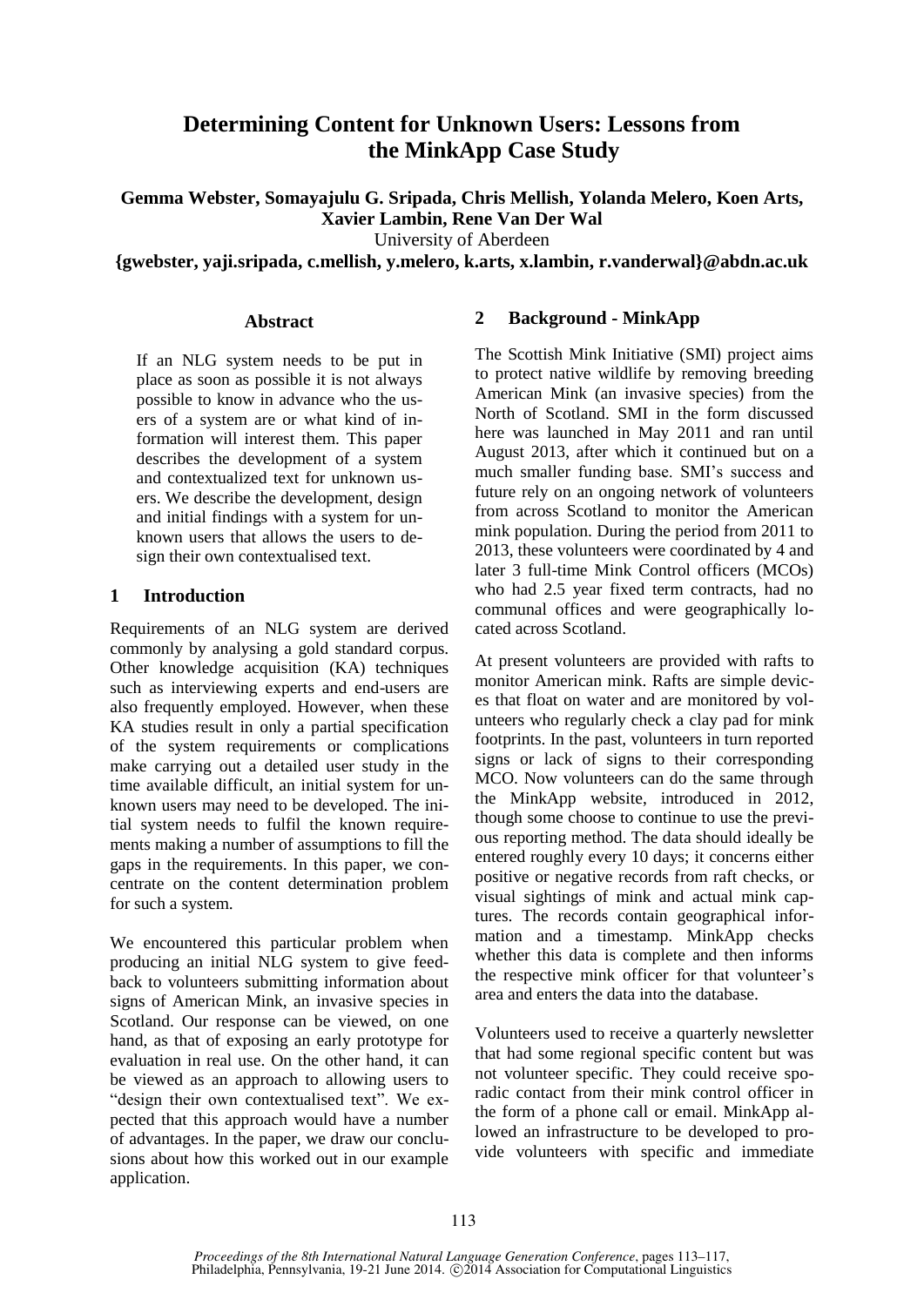# Determining Content for Unknown Users: Lessons from the MinkApp Case Study

**Gemma Webster, Somayajulu G. Sripada, Chris Mellish, Yolanda Melero, Koen Arts, Xavier Lambin, Rene Van Der Wal**

University of Aberdeen

**{gwebster, yaji.sripada, c.mellish, y.melero, k.arts, x.lambin, r.vanderwal}@abdn.ac.uk**

## Abstract

If an NLG system needs to be put in place as soon as possible it is not always possible to know in advance who the users of a system are or what kind of information will interest them. This paper describes the development of a system and contextualized text for unknown users. We describe the development, design and initial findings with a system for unknown users that allows the users to design their own contextualised text.

## 1 Introduction

Requirements of an NLG system are derived commonly by analysing a gold standard corpus. Other knowledge acquisition (KA) techniques such as interviewing experts and end-users are also frequently employed. However, when these KA studies result in only a partial specification of the system requirements or complications make carrying out a detailed user study in the time available difficult, an initial system for unknown users may need to be developed. The initial system needs to fulfil the known requirements making a number of assumptions to fill the gaps in the requirements. In this paper, we concentrate on the content determination problem for such a system.

We encountered this particular problem when producing an initial NLG system to give feedback to volunteers submitting information about signs of American Mink, an invasive species in Scotland. Our response can be viewed, on one hand, as that of exposing an early prototype for evaluation in real use. On the other hand, it can be viewed as an approach to allowing users to "design their own contextualised text". We expected that this approach would have a number of advantages. In the paper, we draw our conclusions about how this worked out in our example application.

## 2 Background - MinkApp

The Scottish Mink Initiative (SMI) project aims to protect native wildlife by removing breeding American Mink (an invasive species) from the North of Scotland. SMI in the form discussed here was launched in May 2011 and ran until August 2013, after which it continued but on a much smaller funding base. SMI's success and future rely on an ongoing network of volunteers from across Scotland to monitor the American mink population. During the period from 2011 to 2013, these volunteers were coordinated by 4 and later 3 full-time Mink Control officers (MCOs) who had 2.5 year fixed term contracts, had no communal offices and were geographically located across Scotland.

At present volunteers are provided with rafts to monitor American mink. Rafts are simple devices that float on water and are monitored by volunteers who regularly check a clay pad for mink footprints. In the past, volunteers in turn reported signs or lack of signs to their corresponding MCO. Now volunteers can do the same through the MinkApp website, introduced in 2012, though some choose to continue to use the previous reporting method. The data should ideally be entered roughly every 10 days; it concerns either positive or negative records from raft checks, or visual sightings of mink and actual mink captures. The records contain geographical information and a timestamp. MinkApp checks whether this data is complete and then informs the respective mink officer for that volunteer's area and enters the data into the database.

Volunteers used to receive a quarterly newsletter that had some regional specific content but was not volunteer specific. They could receive sporadic contact from their mink control officer in the form of a phone call or email. MinkApp allowed an infrastructure to be developed to provide volunteers with specific and immediate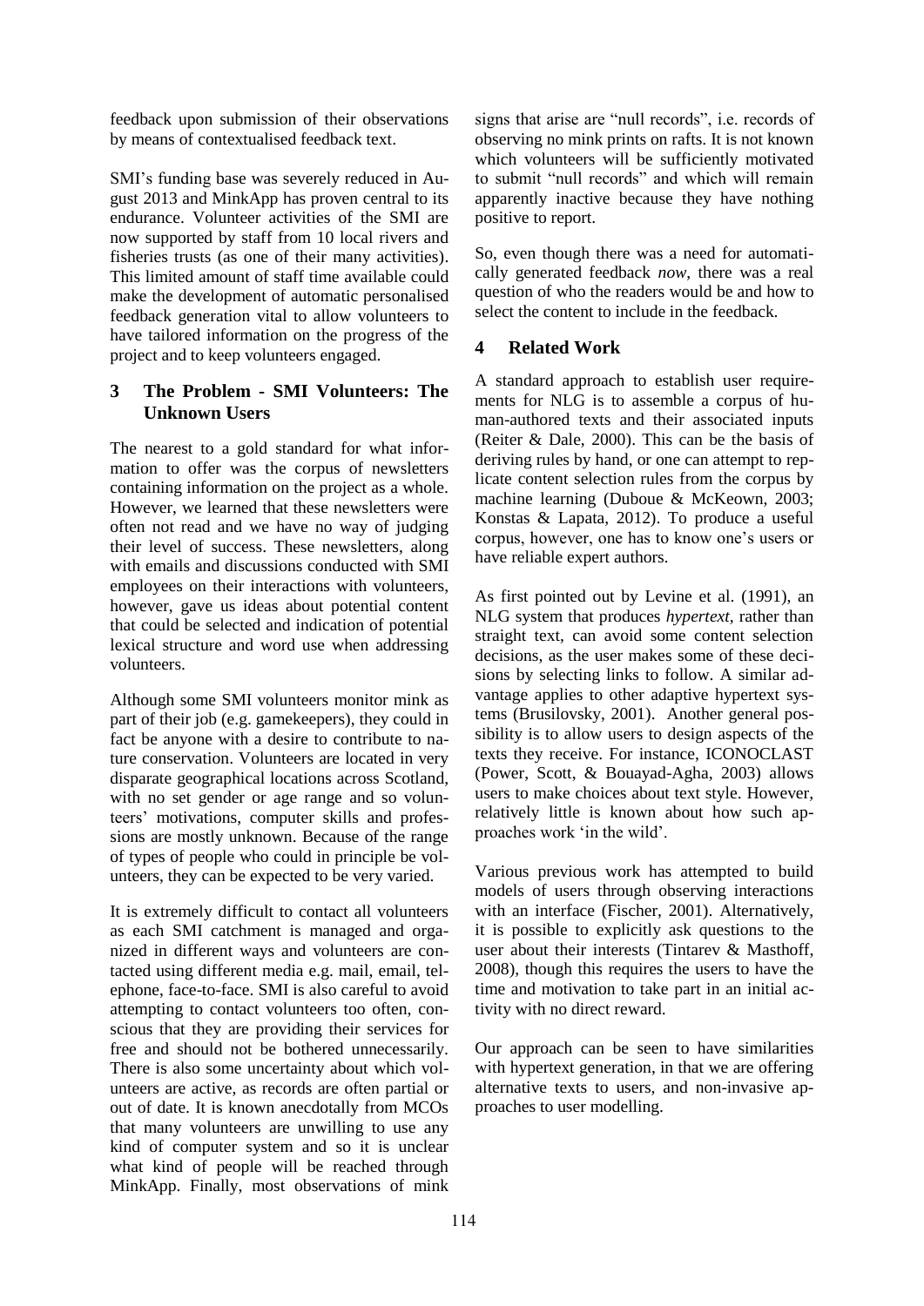feedback upon submission of their observations by means of contextualised feedback text.

SMI's funding base was severely reduced in August 2013 and MinkApp has proven central to its endurance. Volunteer activities of the SMI are now supported by staff from 10 local rivers and fisheries trusts (as one of their many activities). This limited amount of staff time available could make the development of automatic personalised feedback generation vital to allow volunteers to have tailored information on the progress of the project and to keep volunteers engaged.

## 3 The Problem - SMI Volunteers: The Unknown Users

The nearest to a gold standard for what information to offer was the corpus of newsletters containing information on the project as a whole. However, we learned that these newsletters were often not read and we have no way of judging their level of success. These newsletters, along with emails and discussions conducted with SMI employees on their interactions with volunteers, however, gave us ideas about potential content that could be selected and indication of potential lexical structure and word use when addressing volunteers.

Although some SMI volunteers monitor mink as part of their job (e.g. gamekeepers), they could in fact be anyone with a desire to contribute to nature conservation. Volunteers are located in very disparate geographical locations across Scotland, with no set gender or age range and so volunteers' motivations, computer skills and professions are mostly unknown. Because of the range of types of people who could in principle be volunteers, they can be expected to be very varied.

It is extremely difficult to contact all volunteers as each SMI catchment is managed and organized in different ways and volunteers are contacted using different media e.g. mail, email, telephone, face-to-face. SMI is also careful to avoid attempting to contact volunteers too often, conscious that they are providing their services for free and should not be bothered unnecessarily. There is also some uncertainty about which volunteers are active, as records are often partial or out of date. It is known anecdotally from MCOs that many volunteers are unwilling to use any kind of computer system and so it is unclear what kind of people will be reached through MinkApp. Finally, most observations of mink signs that arise are "null records", i.e. records of observing no mink prints on rafts. It is not known which volunteers will be sufficiently motivated to submit "null records" and which will remain apparently inactive because they have nothing positive to report.

So, even though there was a need for automatically generated feedback *now*, there was a real question of who the readers would be and how to select the content to include in the feedback.

## 4 Related Work

A standard approach to establish user requirements for NLG is to assemble a corpus of human-authored texts and their associated inputs (Reiter & Dale, 2000). This can be the basis of deriving rules by hand, or one can attempt to replicate content selection rules from the corpus by machine learning (Duboue & McKeown, 2003; Konstas & Lapata, 2012). To produce a useful corpus, however, one has to know one's users or have reliable expert authors.

As first pointed out by Levine et al. (1991), an NLG system that produces *hypertext*, rather than straight text, can avoid some content selection decisions, as the user makes some of these decisions by selecting links to follow. A similar advantage applies to other adaptive hypertext systems (Brusilovsky, 2001). Another general possibility is to allow users to design aspects of the texts they receive. For instance, ICONOCLAST (Power, Scott, & Bouayad-Agha, 2003) allows users to make choices about text style. However, relatively little is known about how such approaches work 'in the wild'.

Various previous work has attempted to build models of users through observing interactions with an interface (Fischer, 2001). Alternatively, it is possible to explicitly ask questions to the user about their interests (Tintarev & Masthoff, 2008), though this requires the users to have the time and motivation to take part in an initial activity with no direct reward.

Our approach can be seen to have similarities with hypertext generation, in that we are offering alternative texts to users, and non-invasive approaches to user modelling.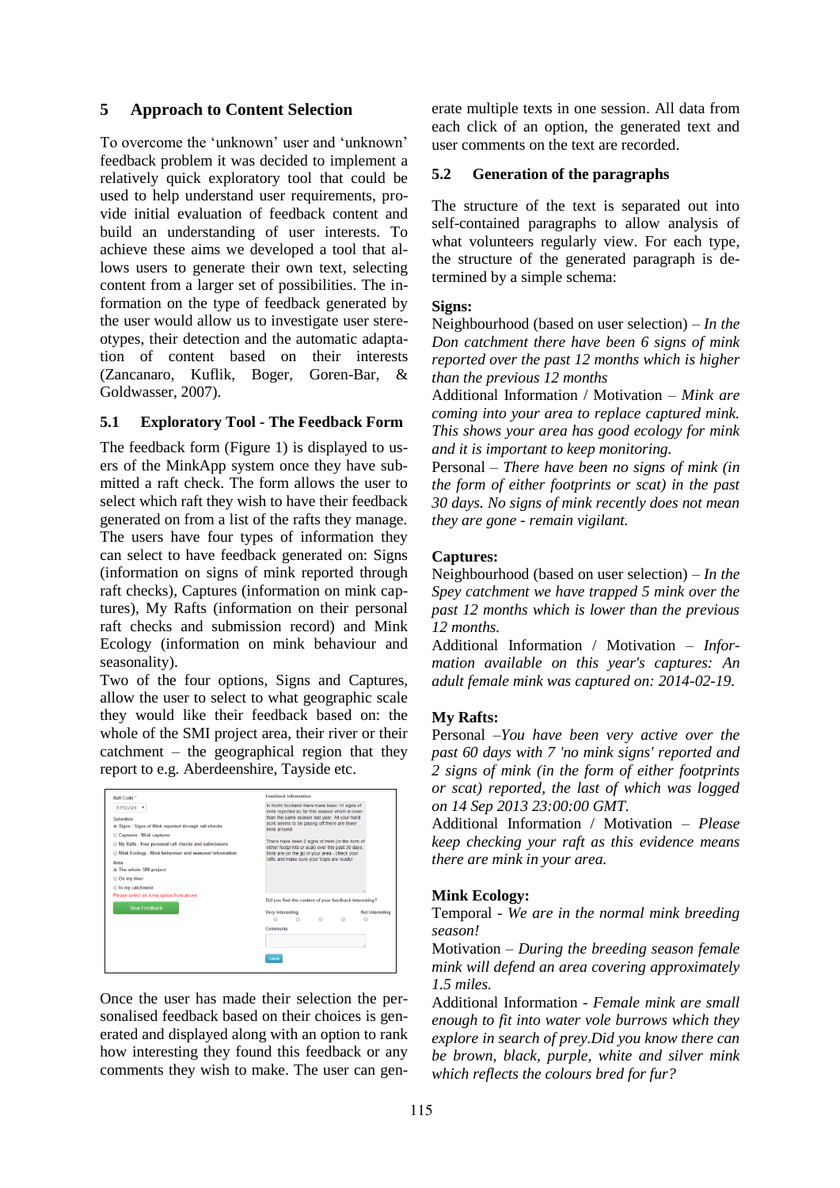## 5 Approach to Content Selection

To overcome the 'unknown' user and 'unknown' feedback problem it was decided to implement a relatively quick exploratory tool that could be used to help understand user requirements, provide initial evaluation of feedback content and build an understanding of user interests. To achieve these aims we developed a tool that allows users to generate their own text, selecting content from a larger set of possibilities. The information on the type of feedback generated by the user would allow us to investigate user stereotypes, their detection and the automatic adaptation of content based on their interests (Zancanaro, Kuflik, Boger, Goren-Bar, & Goldwasser, 2007).

### 5.1 Exploratory Tool - The Feedback Form

The feedback form (Figure 1) is displayed to users of the MinkApp system once they have submitted a raft check. The form allows the user to select which raft they wish to have their feedback generated on from a list of the rafts they manage. The users have four types of information they can select to have feedback generated on: Signs (information on signs of mink reported through raft checks), Captures (information on mink captures), My Rafts (information on their personal raft checks and submission record) and Mink Ecology (information on mink behaviour and seasonality).

Two of the four options, Signs and Captures, allow the user to select to what geographic scale they would like their feedback based on: the whole of the SMI project area, their river or their catchment – the geographical region that they report to e.g. Aberdeenshire, Tayside etc.

Once the user has made their selection the personalised feedback based on their choices is generated and displayed along with an option to rank how interesting they found this feedback or any comments they wish to make. The user can generate multiple texts in one session. All data from each click of an option, the generated text and user comments on the text are recorded.

### 5.2 Generation of the paragraphs

The structure of the text is separated out into self-contained paragraphs to allow analysis of what volunteers regularly view. For each type, the structure of the generated paragraph is determined by a simple schema:

**Signs:**
Neighbourhood (based on user selection) – *In the Don catchment there have been 6 signs of mink reported over the past 12 months which is higher than the previous 12 months*
Additional Information / Motivation – *Mink are coming into your area to replace captured mink. This shows your area has good ecology for mink and it is important to keep monitoring.*
Personal – *There have been no signs of mink (in the form of either footprints or scat) in the past 30 days. No signs of mink recently does not mean they are gone - remain vigilant.*

**Captures:**
Neighbourhood (based on user selection) – *In the Spey catchment we have trapped 5 mink over the past 12 months which is lower than the previous 12 months.*
Additional Information / Motivation – *Information available on this year's captures: An adult female mink was captured on: 2014-02-19.*

**My Rafts:**
Personal –*You have been very active over the past 60 days with 7 'no mink signs' reported and 2 signs of mink (in the form of either footprints or scat) reported, the last of which was logged on 14 Sep 2013 23:00:00 GMT.*
Additional Information / Motivation – *Please keep checking your raft as this evidence means there are mink in your area.*

**Mink Ecology:**
Temporal - *We are in the normal mink breeding season!*
Motivation – *During the breeding season female mink will defend an area covering approximately 1.5 miles.*
Additional Information - *Female mink are small enough to fit into water vole burrows which they explore in search of prey.Did you know there can be brown, black, purple, white and silver mink which reflects the colours bred for fur?*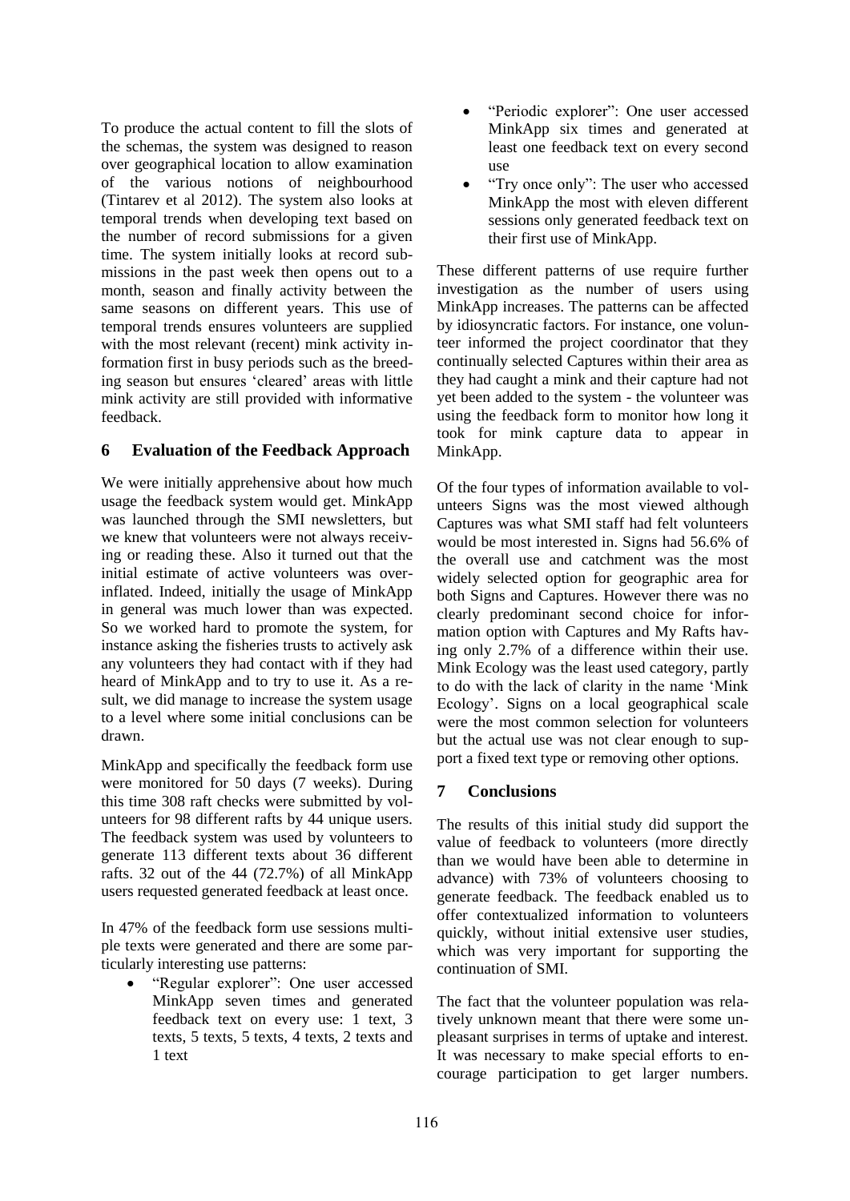To produce the actual content to fill the slots of the schemas, the system was designed to reason over geographical location to allow examination of the various notions of neighbourhood (Tintarev et al 2012). The system also looks at temporal trends when developing text based on the number of record submissions for a given time. The system initially looks at record submissions in the past week then opens out to a month, season and finally activity between the same seasons on different years. This use of temporal trends ensures volunteers are supplied with the most relevant (recent) mink activity information first in busy periods such as the breeding season but ensures 'cleared' areas with little mink activity are still provided with informative feedback.

## 6 Evaluation of the Feedback Approach

We were initially apprehensive about how much usage the feedback system would get. MinkApp was launched through the SMI newsletters, but we knew that volunteers were not always receiving or reading these. Also it turned out that the initial estimate of active volunteers was over-inflated. Indeed, initially the usage of MinkApp in general was much lower than was expected. So we worked hard to promote the system, for instance asking the fisheries trusts to actively ask any volunteers they had contact with if they had heard of MinkApp and to try to use it. As a result, we did manage to increase the system usage to a level where some initial conclusions can be drawn.

MinkApp and specifically the feedback form use were monitored for 50 days (7 weeks). During this time 308 raft checks were submitted by volunteers for 98 different rafts by 44 unique users. The feedback system was used by volunteers to generate 113 different texts about 36 different rafts. 32 out of the 44 (72.7%) of all MinkApp users requested generated feedback at least once.

In 47% of the feedback form use sessions multiple texts were generated and there are some particularly interesting use patterns:

- "Regular explorer": One user accessed MinkApp seven times and generated feedback text on every use: 1 text, 3 texts, 5 texts, 5 texts, 4 texts, 2 texts and 1 text
- "Periodic explorer": One user accessed MinkApp six times and generated at least one feedback text on every second use
- "Try once only": The user who accessed MinkApp the most with eleven different sessions only generated feedback text on their first use of MinkApp.

These different patterns of use require further investigation as the number of users using MinkApp increases. The patterns can be affected by idiosyncratic factors. For instance, one volunteer informed the project coordinator that they continually selected Captures within their area as they had caught a mink and their capture had not yet been added to the system - the volunteer was using the feedback form to monitor how long it took for mink capture data to appear in MinkApp.

Of the four types of information available to volunteers Signs was the most viewed although Captures was what SMI staff had felt volunteers would be most interested in. Signs had 56.6% of the overall use and catchment was the most widely selected option for geographic area for both Signs and Captures. However there was no clearly predominant second choice for information option with Captures and My Rafts having only 2.7% of a difference within their use. Mink Ecology was the least used category, partly to do with the lack of clarity in the name 'Mink Ecology'. Signs on a local geographical scale were the most common selection for volunteers but the actual use was not clear enough to support a fixed text type or removing other options.

## 7 Conclusions

The results of this initial study did support the value of feedback to volunteers (more directly than we would have been able to determine in advance) with 73% of volunteers choosing to generate feedback. The feedback enabled us to offer contextualized information to volunteers quickly, without initial extensive user studies, which was very important for supporting the continuation of SMI.

The fact that the volunteer population was relatively unknown meant that there were some unpleasant surprises in terms of uptake and interest. It was necessary to make special efforts to encourage participation to get larger numbers.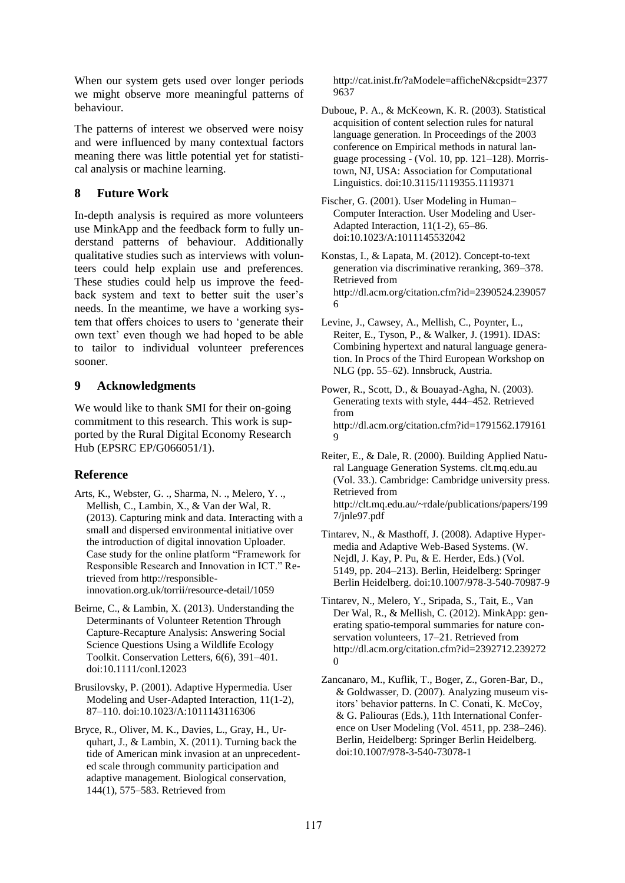When our system gets used over longer periods we might observe more meaningful patterns of behaviour.

The patterns of interest we observed were noisy and were influenced by many contextual factors meaning there was little potential yet for statistical analysis or machine learning.

## 8 Future Work

In-depth analysis is required as more volunteers use MinkApp and the feedback form to fully understand patterns of behaviour. Additionally qualitative studies such as interviews with volunteers could help explain use and preferences. These studies could help us improve the feedback system and text to better suit the user's needs. In the meantime, we have a working system that offers choices to users to 'generate their own text' even though we had hoped to be able to tailor to individual volunteer preferences sooner.

## 9 Acknowledgments

We would like to thank SMI for their on-going commitment to this research. This work is supported by the Rural Digital Economy Research Hub (EPSRC EP/G066051/1).

## Reference

Arts, K., Webster, G. ., Sharma, N. ., Melero, Y. ., Mellish, C., Lambin, X., & Van der Wal, R. (2013). Capturing mink and data. Interacting with a small and dispersed environmental initiative over the introduction of digital innovation Uploader. Case study for the online platform "Framework for Responsible Research and Innovation in ICT." Retrieved from http://responsible-innovation.org.uk/torrii/resource-detail/1059

Beirne, C., & Lambin, X. (2013). Understanding the Determinants of Volunteer Retention Through Capture-Recapture Analysis: Answering Social Science Questions Using a Wildlife Ecology Toolkit. Conservation Letters, 6(6), 391–401. doi:10.1111/conl.12023

Brusilovsky, P. (2001). Adaptive Hypermedia. User Modeling and User-Adapted Interaction, 11(1-2), 87–110. doi:10.1023/A:1011143116306

Bryce, R., Oliver, M. K., Davies, L., Gray, H., Urquhart, J., & Lambin, X. (2011). Turning back the tide of American mink invasion at an unprecedented scale through community participation and adaptive management. Biological conservation, 144(1), 575–583. Retrieved from http://cat.inist.fr/?aModele=afficheN&cpsidt=23779637

Duboue, P. A., & McKeown, K. R. (2003). Statistical acquisition of content selection rules for natural language generation. In Proceedings of the 2003 conference on Empirical methods in natural language processing - (Vol. 10, pp. 121–128). Morristown, NJ, USA: Association for Computational Linguistics. doi:10.3115/1119355.1119371

Fischer, G. (2001). User Modeling in Human–Computer Interaction. User Modeling and User-Adapted Interaction, 11(1-2), 65–86. doi:10.1023/A:1011145532042

Konstas, I., & Lapata, M. (2012). Concept-to-text generation via discriminative reranking, 369–378. Retrieved from http://dl.acm.org/citation.cfm?id=2390524.2390576

Levine, J., Cawsey, A., Mellish, C., Poynter, L., Reiter, E., Tyson, P., & Walker, J. (1991). IDAS: Combining hypertext and natural language generation. In Procs of the Third European Workshop on NLG (pp. 55–62). Innsbruck, Austria.

Power, R., Scott, D., & Bouayad-Agha, N. (2003). Generating texts with style, 444–452. Retrieved from http://dl.acm.org/citation.cfm?id=1791562.1791619

Reiter, E., & Dale, R. (2000). Building Applied Natural Language Generation Systems. clt.mq.edu.au (Vol. 33.). Cambridge: Cambridge university press. Retrieved from http://clt.mq.edu.au/~rdale/publications/papers/1997/jnle97.pdf

Tintarev, N., & Masthoff, J. (2008). Adaptive Hypermedia and Adaptive Web-Based Systems. (W. Nejdl, J. Kay, P. Pu, & E. Herder, Eds.) (Vol. 5149, pp. 204–213). Berlin, Heidelberg: Springer Berlin Heidelberg. doi:10.1007/978-3-540-70987-9

Tintarev, N., Melero, Y., Sripada, S., Tait, E., Van Der Wal, R., & Mellish, C. (2012). MinkApp: generating spatio-temporal summaries for nature conservation volunteers, 17–21. Retrieved from http://dl.acm.org/citation.cfm?id=2392712.2392720

Zancanaro, M., Kuflik, T., Boger, Z., Goren-Bar, D., & Goldwasser, D. (2007). Analyzing museum visitors' behavior patterns. In C. Conati, K. McCoy, & G. Paliouras (Eds.), 11th International Conference on User Modeling (Vol. 4511, pp. 238–246). Berlin, Heidelberg: Springer Berlin Heidelberg. doi:10.1007/978-3-540-73078-1